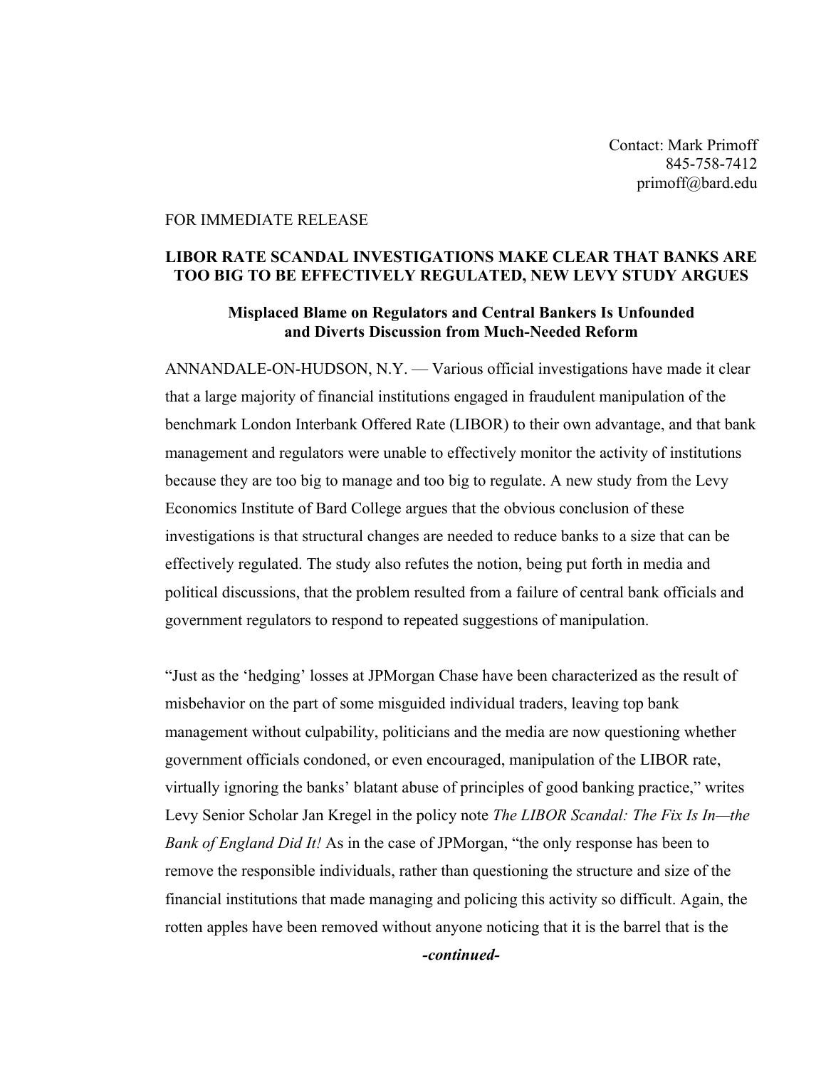Contact: Mark Primoff
845-758-7412
primoff@bard.edu

FOR IMMEDIATE RELEASE

# LIBOR RATE SCANDAL INVESTIGATIONS MAKE CLEAR THAT BANKS ARE TOO BIG TO BE EFFECTIVELY REGULATED, NEW LEVY STUDY ARGUES

## Misplaced Blame on Regulators and Central Bankers Is Unfounded and Diverts Discussion from Much-Needed Reform

ANNANDALE-ON-HUDSON, N.Y. — Various official investigations have made it clear that a large majority of financial institutions engaged in fraudulent manipulation of the benchmark London Interbank Offered Rate (LIBOR) to their own advantage, and that bank management and regulators were unable to effectively monitor the activity of institutions because they are too big to manage and too big to regulate. A new study from the Levy Economics Institute of Bard College argues that the obvious conclusion of these investigations is that structural changes are needed to reduce banks to a size that can be effectively regulated. The study also refutes the notion, being put forth in media and political discussions, that the problem resulted from a failure of central bank officials and government regulators to respond to repeated suggestions of manipulation.

"Just as the 'hedging' losses at JPMorgan Chase have been characterized as the result of misbehavior on the part of some misguided individual traders, leaving top bank management without culpability, politicians and the media are now questioning whether government officials condoned, or even encouraged, manipulation of the LIBOR rate, virtually ignoring the banks' blatant abuse of principles of good banking practice," writes Levy Senior Scholar Jan Kregel in the policy note *The LIBOR Scandal: The Fix Is In—the Bank of England Did It!* As in the case of JPMorgan, "the only response has been to remove the responsible individuals, rather than questioning the structure and size of the financial institutions that made managing and policing this activity so difficult. Again, the rotten apples have been removed without anyone noticing that it is the barrel that is the

*-continued-*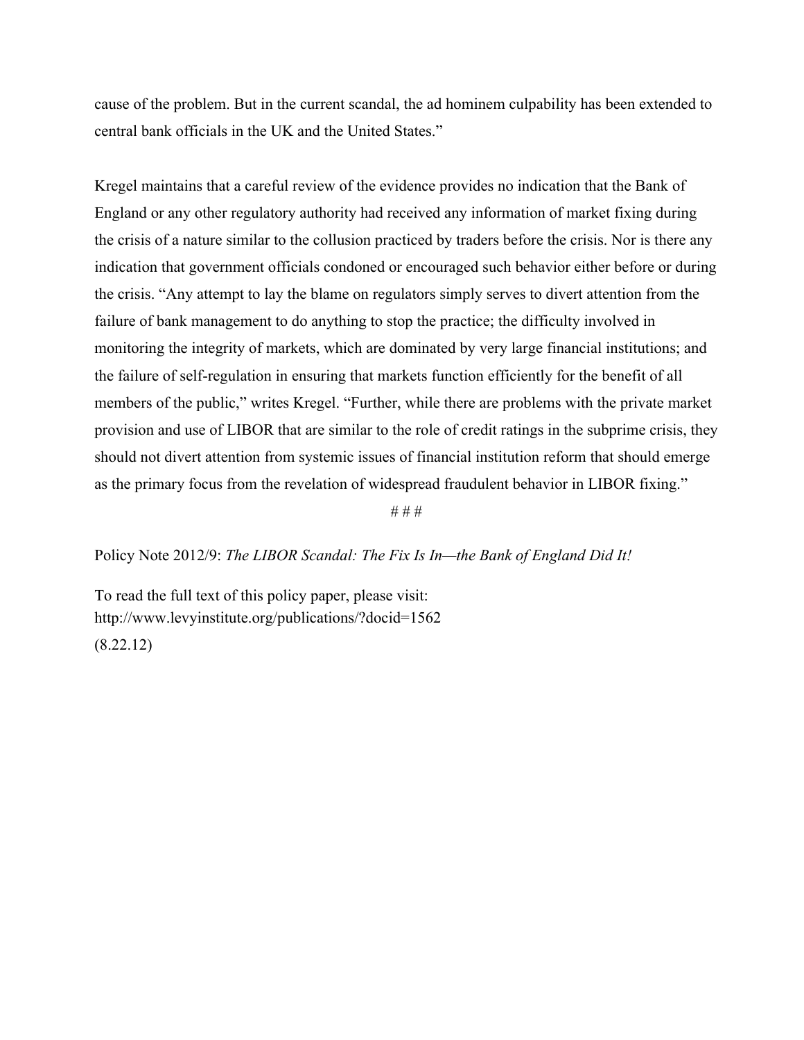cause of the problem. But in the current scandal, the ad hominem culpability has been extended to central bank officials in the UK and the United States."

Kregel maintains that a careful review of the evidence provides no indication that the Bank of England or any other regulatory authority had received any information of market fixing during the crisis of a nature similar to the collusion practiced by traders before the crisis. Nor is there any indication that government officials condoned or encouraged such behavior either before or during the crisis. "Any attempt to lay the blame on regulators simply serves to divert attention from the failure of bank management to do anything to stop the practice; the difficulty involved in monitoring the integrity of markets, which are dominated by very large financial institutions; and the failure of self-regulation in ensuring that markets function efficiently for the benefit of all members of the public," writes Kregel. "Further, while there are problems with the private market provision and use of LIBOR that are similar to the role of credit ratings in the subprime crisis, they should not divert attention from systemic issues of financial institution reform that should emerge as the primary focus from the revelation of widespread fraudulent behavior in LIBOR fixing."

# # #

Policy Note 2012/9: *The LIBOR Scandal: The Fix Is In—the Bank of England Did It!*

To read the full text of this policy paper, please visit:
http://www.levyinstitute.org/publications/?docid=1562
(8.22.12)